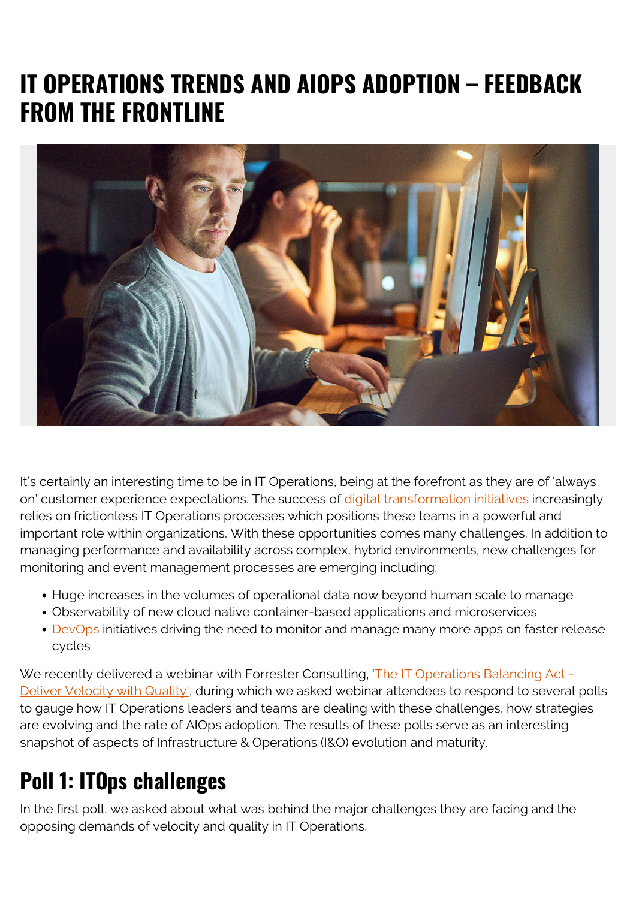# IT OPERATIONS TRENDS AND AIOPS ADOPTION – FEEDBACK FROM THE FRONTLINE

It's certainly an interesting time to be in IT Operations, being at the forefront as they are of 'always on' customer experience expectations. The success of digital transformation initiatives increasingly relies on frictionless IT Operations processes which positions these teams in a powerful and important role within organizations. With these opportunities comes many challenges. In addition to managing performance and availability across complex, hybrid environments, new challenges for monitoring and event management processes are emerging including:

- Huge increases in the volumes of operational data now beyond human scale to manage
- Observability of new cloud native container-based applications and microservices
- DevOps initiatives driving the need to monitor and manage many more apps on faster release cycles

We recently delivered a webinar with Forrester Consulting, 'The IT Operations Balancing Act - Deliver Velocity with Quality', during which we asked webinar attendees to respond to several polls to gauge how IT Operations leaders and teams are dealing with these challenges, how strategies are evolving and the rate of AIOps adoption. The results of these polls serve as an interesting snapshot of aspects of Infrastructure & Operations (I&O) evolution and maturity.

## Poll 1: ITOps challenges

In the first poll, we asked about what was behind the major challenges they are facing and the opposing demands of velocity and quality in IT Operations.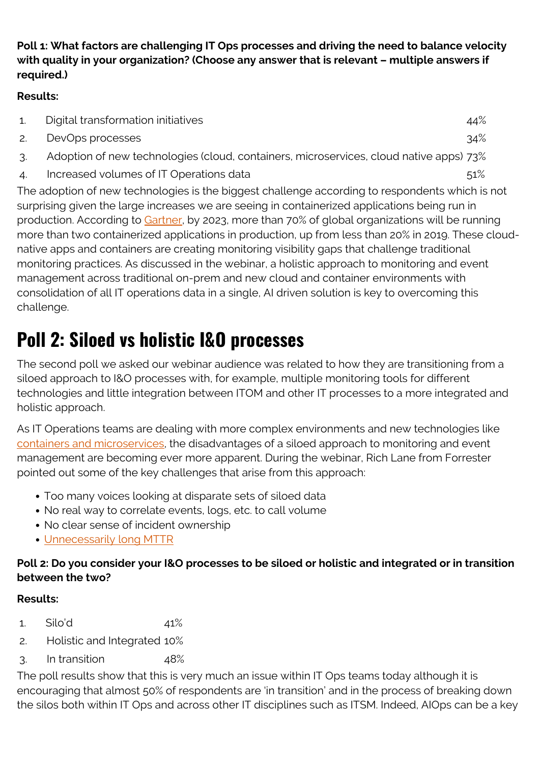**Poll 1: What factors are challenging IT Ops processes and driving the need to balance velocity with quality in your organization? (Choose any answer that is relevant – multiple answers if required.)**

**Results:**

1. Digital transformation initiatives 44%
2. DevOps processes 34%
3. Adoption of new technologies (cloud, containers, microservices, cloud native apps) 73%
4. Increased volumes of IT Operations data 51%

The adoption of new technologies is the biggest challenge according to respondents which is not surprising given the large increases we are seeing in containerized applications being run in production. According to Gartner, by 2023, more than 70% of global organizations will be running more than two containerized applications in production, up from less than 20% in 2019. These cloud-native apps and containers are creating monitoring visibility gaps that challenge traditional monitoring practices. As discussed in the webinar, a holistic approach to monitoring and event management across traditional on-prem and new cloud and container environments with consolidation of all IT operations data in a single, AI driven solution is key to overcoming this challenge.

# Poll 2: Siloed vs holistic I&O processes

The second poll we asked our webinar audience was related to how they are transitioning from a siloed approach to I&O processes with, for example, multiple monitoring tools for different technologies and little integration between ITOM and other IT processes to a more integrated and holistic approach.

As IT Operations teams are dealing with more complex environments and new technologies like containers and microservices, the disadvantages of a siloed approach to monitoring and event management are becoming ever more apparent. During the webinar, Rich Lane from Forrester pointed out some of the key challenges that arise from this approach:

- Too many voices looking at disparate sets of siloed data
- No real way to correlate events, logs, etc. to call volume
- No clear sense of incident ownership
- Unnecessarily long MTTR

**Poll 2: Do you consider your I&O processes to be siloed or holistic and integrated or in transition between the two?**

**Results:**

1. Silo'd 41%
2. Holistic and Integrated 10%
3. In transition 48%

The poll results show that this is very much an issue within IT Ops teams today although it is encouraging that almost 50% of respondents are 'in transition' and in the process of breaking down the silos both within IT Ops and across other IT disciplines such as ITSM. Indeed, AIOps can be a key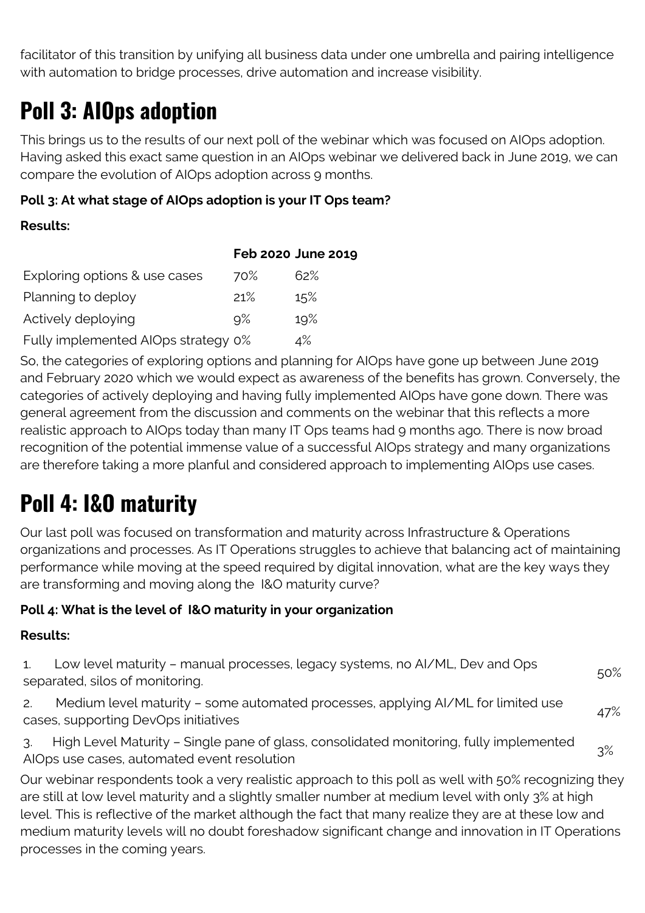facilitator of this transition by unifying all business data under one umbrella and pairing intelligence with automation to bridge processes, drive automation and increase visibility.

# Poll 3: AIOps adoption

This brings us to the results of our next poll of the webinar which was focused on AIOps adoption. Having asked this exact same question in an AIOps webinar we delivered back in June 2019, we can compare the evolution of AIOps adoption across 9 months.

**Poll 3: At what stage of AIOps adoption is your IT Ops team?**

**Results:**

| | **Feb 2020** | **June 2019** |
|---|---|---|
| Exploring options & use cases | 70% | 62% |
| Planning to deploy | 21% | 15% |
| Actively deploying | 9% | 19% |
| Fully implemented AIOps strategy | 0% | 4% |

So, the categories of exploring options and planning for AIOps have gone up between June 2019 and February 2020 which we would expect as awareness of the benefits has grown. Conversely, the categories of actively deploying and having fully implemented AIOps have gone down. There was general agreement from the discussion and comments on the webinar that this reflects a more realistic approach to AIOps today than many IT Ops teams had 9 months ago. There is now broad recognition of the potential immense value of a successful AIOps strategy and many organizations are therefore taking a more planful and considered approach to implementing AIOps use cases.

# Poll 4: I&O maturity

Our last poll was focused on transformation and maturity across Infrastructure & Operations organizations and processes. As IT Operations struggles to achieve that balancing act of maintaining performance while moving at the speed required by digital innovation, what are the key ways they are transforming and moving along the I&O maturity curve?

**Poll 4: What is the level of I&O maturity in your organization**

**Results:**

| | |
|---|---|
| 1. Low level maturity – manual processes, legacy systems, no AI/ML, Dev and Ops separated, silos of monitoring. | 50% |
| 2. Medium level maturity – some automated processes, applying AI/ML for limited use cases, supporting DevOps initiatives | 47% |
| 3. High Level Maturity – Single pane of glass, consolidated monitoring, fully implemented AIOps use cases, automated event resolution | 3% |

Our webinar respondents took a very realistic approach to this poll as well with 50% recognizing they are still at low level maturity and a slightly smaller number at medium level with only 3% at high level. This is reflective of the market although the fact that many realize they are at these low and medium maturity levels will no doubt foreshadow significant change and innovation in IT Operations processes in the coming years.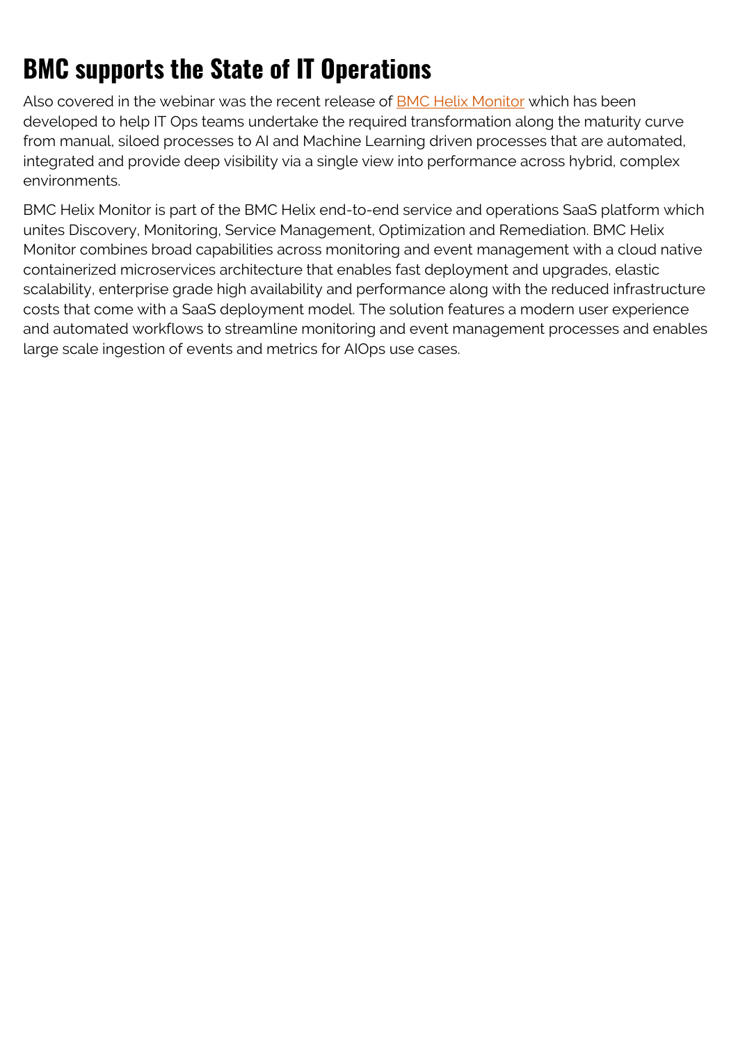## BMC supports the State of IT Operations

Also covered in the webinar was the recent release of BMC Helix Monitor which has been developed to help IT Ops teams undertake the required transformation along the maturity curve from manual, siloed processes to AI and Machine Learning driven processes that are automated, integrated and provide deep visibility via a single view into performance across hybrid, complex environments.

BMC Helix Monitor is part of the BMC Helix end-to-end service and operations SaaS platform which unites Discovery, Monitoring, Service Management, Optimization and Remediation. BMC Helix Monitor combines broad capabilities across monitoring and event management with a cloud native containerized microservices architecture that enables fast deployment and upgrades, elastic scalability, enterprise grade high availability and performance along with the reduced infrastructure costs that come with a SaaS deployment model. The solution features a modern user experience and automated workflows to streamline monitoring and event management processes and enables large scale ingestion of events and metrics for AIOps use cases.